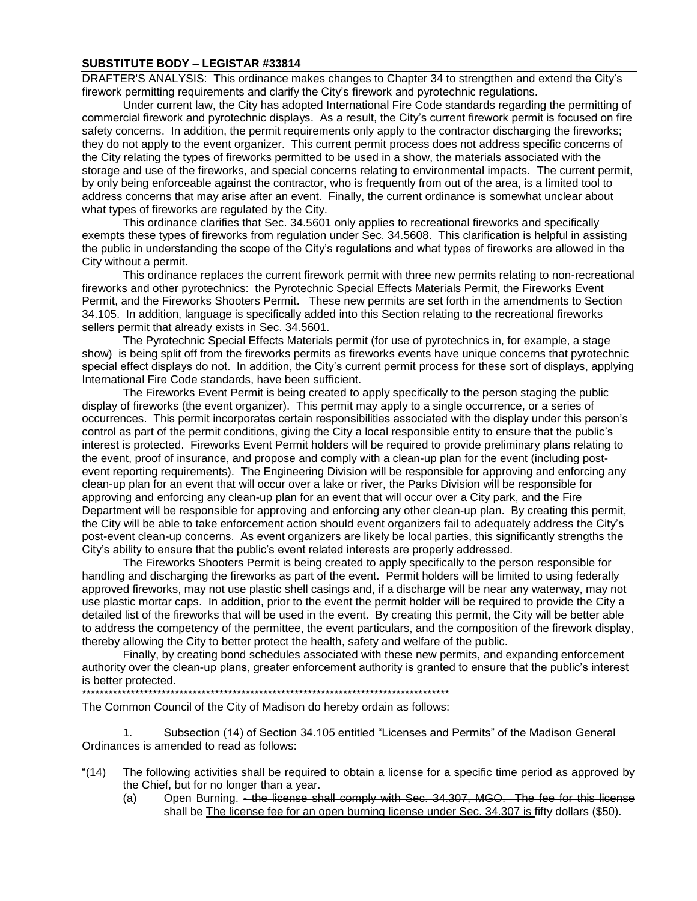**SUBSTITUTE BODY – LEGISTAR #33814**

DRAFTER'S ANALYSIS: This ordinance makes changes to Chapter 34 to strengthen and extend the City's firework permitting requirements and clarify the City's firework and pyrotechnic regulations.

Under current law, the City has adopted International Fire Code standards regarding the permitting of commercial firework and pyrotechnic displays. As a result, the City's current firework permit is focused on fire safety concerns. In addition, the permit requirements only apply to the contractor discharging the fireworks; they do not apply to the event organizer. This current permit process does not address specific concerns of the City relating the types of fireworks permitted to be used in a show, the materials associated with the storage and use of the fireworks, and special concerns relating to environmental impacts. The current permit, by only being enforceable against the contractor, who is frequently from out of the area, is a limited tool to address concerns that may arise after an event. Finally, the current ordinance is somewhat unclear about what types of fireworks are regulated by the City.

This ordinance clarifies that Sec. 34.5601 only applies to recreational fireworks and specifically exempts these types of fireworks from regulation under Sec. 34.5608. This clarification is helpful in assisting the public in understanding the scope of the City's regulations and what types of fireworks are allowed in the City without a permit.

This ordinance replaces the current firework permit with three new permits relating to non-recreational fireworks and other pyrotechnics: the Pyrotechnic Special Effects Materials Permit, the Fireworks Event Permit, and the Fireworks Shooters Permit. These new permits are set forth in the amendments to Section 34.105. In addition, language is specifically added into this Section relating to the recreational fireworks sellers permit that already exists in Sec. 34.5601.

The Pyrotechnic Special Effects Materials permit (for use of pyrotechnics in, for example, a stage show) is being split off from the fireworks permits as fireworks events have unique concerns that pyrotechnic special effect displays do not. In addition, the City's current permit process for these sort of displays, applying International Fire Code standards, have been sufficient.

The Fireworks Event Permit is being created to apply specifically to the person staging the public display of fireworks (the event organizer). This permit may apply to a single occurrence, or a series of occurrences. This permit incorporates certain responsibilities associated with the display under this person's control as part of the permit conditions, giving the City a local responsible entity to ensure that the public's interest is protected. Fireworks Event Permit holders will be required to provide preliminary plans relating to the event, proof of insurance, and propose and comply with a clean-up plan for the event (including post-event reporting requirements). The Engineering Division will be responsible for approving and enforcing any clean-up plan for an event that will occur over a lake or river, the Parks Division will be responsible for approving and enforcing any clean-up plan for an event that will occur over a City park, and the Fire Department will be responsible for approving and enforcing any other clean-up plan. By creating this permit, the City will be able to take enforcement action should event organizers fail to adequately address the City's post-event clean-up concerns. As event organizers are likely be local parties, this significantly strengths the City's ability to ensure that the public's event related interests are properly addressed.

The Fireworks Shooters Permit is being created to apply specifically to the person responsible for handling and discharging the fireworks as part of the event. Permit holders will be limited to using federally approved fireworks, may not use plastic shell casings and, if a discharge will be near any waterway, may not use plastic mortar caps. In addition, prior to the event the permit holder will be required to provide the City a detailed list of the fireworks that will be used in the event. By creating this permit, the City will be better able to address the competency of the permittee, the event particulars, and the composition of the firework display, thereby allowing the City to better protect the health, safety and welfare of the public.

Finally, by creating bond schedules associated with these new permits, and expanding enforcement authority over the clean-up plans, greater enforcement authority is granted to ensure that the public's interest is better protected.

\*\*\*\*\*\*\*\*\*\*\*\*\*\*\*\*\*\*\*\*\*\*\*\*\*\*\*\*\*\*\*\*\*\*\*\*\*\*\*\*\*\*\*\*\*\*\*\*\*\*\*\*\*\*\*\*\*\*\*\*\*\*\*\*\*\*\*\*\*\*\*\*\*\*\*\*\*\*\*\*\*\*\*\*\*\*

The Common Council of the City of Madison do hereby ordain as follows:

1. Subsection (14) of Section 34.105 entitled "Licenses and Permits" of the Madison General Ordinances is amended to read as follows:

"(14) The following activities shall be required to obtain a license for a specific time period as approved by the Chief, but for no longer than a year.

(a) Open Burning. ~~- the license shall comply with Sec. 34.307, MGO. The fee for this license shall be~~ The license fee for an open burning license under Sec. 34.307 is fifty dollars ($50).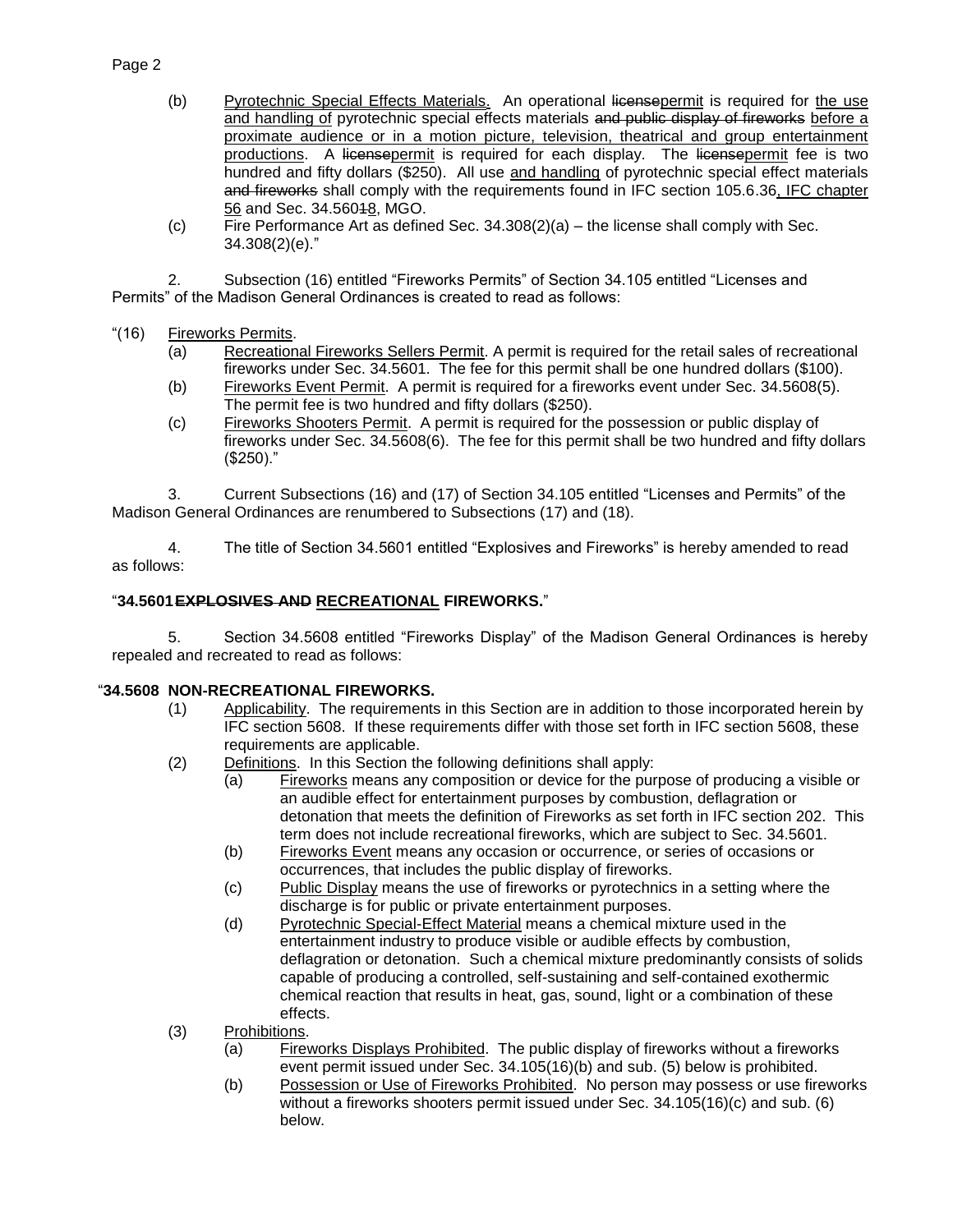(b) Pyrotechnic Special Effects Materials. An operational ~~license~~permit is required for the use and handling of pyrotechnic special effects materials ~~and public display of fireworks~~ before a proximate audience or in a motion picture, television, theatrical and group entertainment productions. A ~~license~~permit is required for each display. The ~~license~~permit fee is two hundred and fifty dollars ($250). All use and handling of pyrotechnic special effect materials ~~and fireworks~~ shall comply with the requirements found in IFC section 105.6.36, IFC chapter 56 and Sec. 34.560~~1~~8, MGO.

(c) Fire Performance Art as defined Sec. 34.308(2)(a) – the license shall comply with Sec. 34.308(2)(e)."

2. Subsection (16) entitled "Fireworks Permits" of Section 34.105 entitled "Licenses and Permits" of the Madison General Ordinances is created to read as follows:

"(16) Fireworks Permits.

(a) Recreational Fireworks Sellers Permit. A permit is required for the retail sales of recreational fireworks under Sec. 34.5601. The fee for this permit shall be one hundred dollars ($100).

(b) Fireworks Event Permit. A permit is required for a fireworks event under Sec. 34.5608(5). The permit fee is two hundred and fifty dollars ($250).

(c) Fireworks Shooters Permit. A permit is required for the possession or public display of fireworks under Sec. 34.5608(6). The fee for this permit shall be two hundred and fifty dollars ($250)."

3. Current Subsections (16) and (17) of Section 34.105 entitled "Licenses and Permits" of the Madison General Ordinances are renumbered to Subsections (17) and (18).

4. The title of Section 34.5601 entitled "Explosives and Fireworks" is hereby amended to read as follows:

"**34.5601 ~~EXPLOSIVES AND~~ RECREATIONAL FIREWORKS.**"

5. Section 34.5608 entitled "Fireworks Display" of the Madison General Ordinances is hereby repealed and recreated to read as follows:

"**34.5608 NON-RECREATIONAL FIREWORKS.**

(1) Applicability. The requirements in this Section are in addition to those incorporated herein by IFC section 5608. If these requirements differ with those set forth in IFC section 5608, these requirements are applicable.

(2) Definitions. In this Section the following definitions shall apply:

(a) Fireworks means any composition or device for the purpose of producing a visible or an audible effect for entertainment purposes by combustion, deflagration or detonation that meets the definition of Fireworks as set forth in IFC section 202. This term does not include recreational fireworks, which are subject to Sec. 34.5601.

(b) Fireworks Event means any occasion or occurrence, or series of occasions or occurrences, that includes the public display of fireworks.

(c) Public Display means the use of fireworks or pyrotechnics in a setting where the discharge is for public or private entertainment purposes.

(d) Pyrotechnic Special-Effect Material means a chemical mixture used in the entertainment industry to produce visible or audible effects by combustion, deflagration or detonation. Such a chemical mixture predominantly consists of solids capable of producing a controlled, self-sustaining and self-contained exothermic chemical reaction that results in heat, gas, sound, light or a combination of these effects.

(3) Prohibitions.

(a) Fireworks Displays Prohibited. The public display of fireworks without a fireworks event permit issued under Sec. 34.105(16)(b) and sub. (5) below is prohibited.

(b) Possession or Use of Fireworks Prohibited. No person may possess or use fireworks without a fireworks shooters permit issued under Sec. 34.105(16)(c) and sub. (6) below.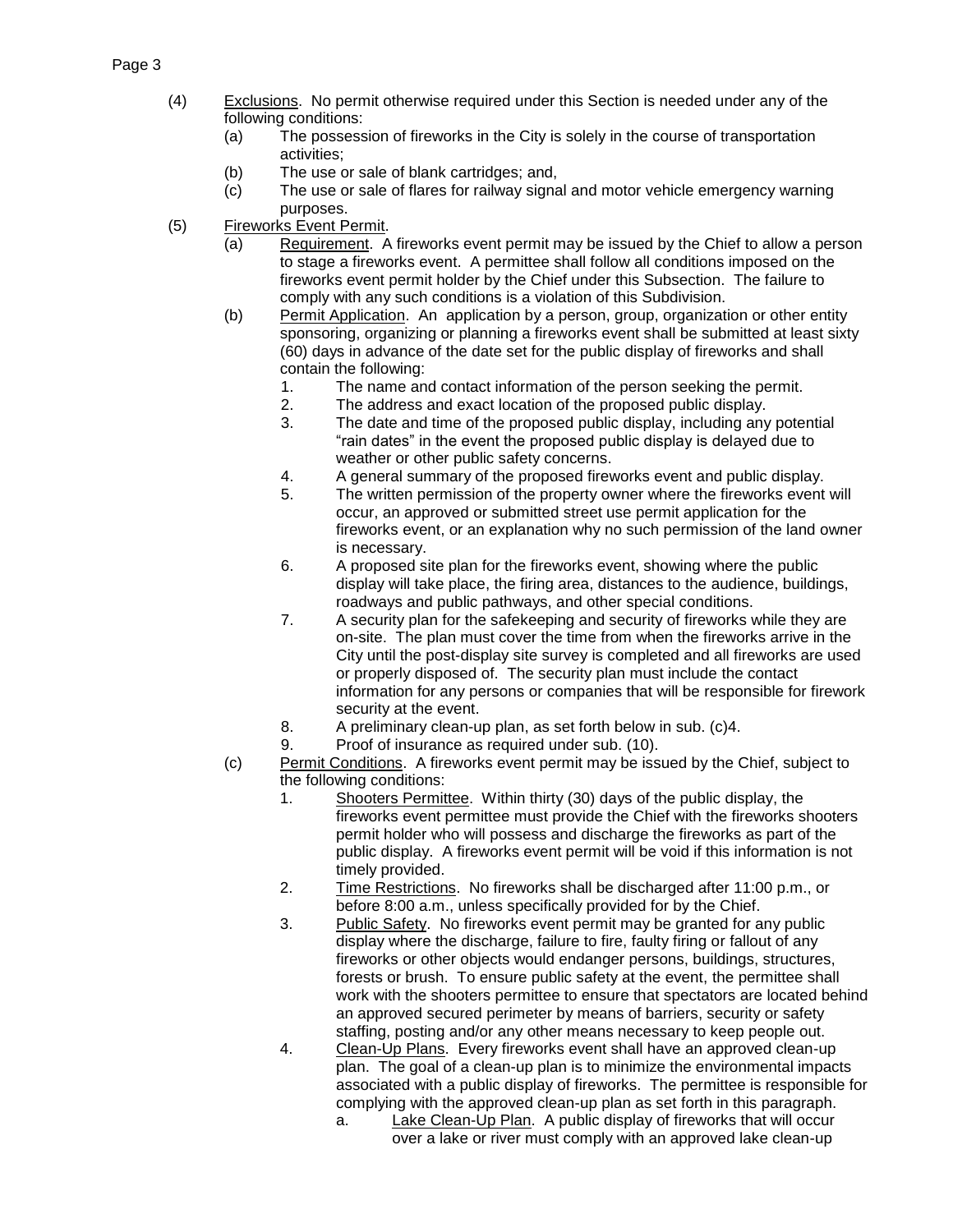(4) Exclusions. No permit otherwise required under this Section is needed under any of the following conditions:
   (a) The possession of fireworks in the City is solely in the course of transportation activities;
   (b) The use or sale of blank cartridges; and,
   (c) The use or sale of flares for railway signal and motor vehicle emergency warning purposes.

(5) Fireworks Event Permit.
   (a) Requirement. A fireworks event permit may be issued by the Chief to allow a person to stage a fireworks event. A permittee shall follow all conditions imposed on the fireworks event permit holder by the Chief under this Subsection. The failure to comply with any such conditions is a violation of this Subdivision.
   (b) Permit Application. An application by a person, group, organization or other entity sponsoring, organizing or planning a fireworks event shall be submitted at least sixty (60) days in advance of the date set for the public display of fireworks and shall contain the following:
      1. The name and contact information of the person seeking the permit.
      2. The address and exact location of the proposed public display.
      3. The date and time of the proposed public display, including any potential "rain dates" in the event the proposed public display is delayed due to weather or other public safety concerns.
      4. A general summary of the proposed fireworks event and public display.
      5. The written permission of the property owner where the fireworks event will occur, an approved or submitted street use permit application for the fireworks event, or an explanation why no such permission of the land owner is necessary.
      6. A proposed site plan for the fireworks event, showing where the public display will take place, the firing area, distances to the audience, buildings, roadways and public pathways, and other special conditions.
      7. A security plan for the safekeeping and security of fireworks while they are on-site. The plan must cover the time from when the fireworks arrive in the City until the post-display site survey is completed and all fireworks are used or properly disposed of. The security plan must include the contact information for any persons or companies that will be responsible for firework security at the event.
      8. A preliminary clean-up plan, as set forth below in sub. (c)4.
      9. Proof of insurance as required under sub. (10).
   (c) Permit Conditions. A fireworks event permit may be issued by the Chief, subject to the following conditions:
      1. Shooters Permittee. Within thirty (30) days of the public display, the fireworks event permittee must provide the Chief with the fireworks shooters permit holder who will possess and discharge the fireworks as part of the public display. A fireworks event permit will be void if this information is not timely provided.
      2. Time Restrictions. No fireworks shall be discharged after 11:00 p.m., or before 8:00 a.m., unless specifically provided for by the Chief.
      3. Public Safety. No fireworks event permit may be granted for any public display where the discharge, failure to fire, faulty firing or fallout of any fireworks or other objects would endanger persons, buildings, structures, forests or brush. To ensure public safety at the event, the permittee shall work with the shooters permittee to ensure that spectators are located behind an approved secured perimeter by means of barriers, security or safety staffing, posting and/or any other means necessary to keep people out.
      4. Clean-Up Plans. Every fireworks event shall have an approved clean-up plan. The goal of a clean-up plan is to minimize the environmental impacts associated with a public display of fireworks. The permittee is responsible for complying with the approved clean-up plan as set forth in this paragraph.
         a. Lake Clean-Up Plan. A public display of fireworks that will occur over a lake or river must comply with an approved lake clean-up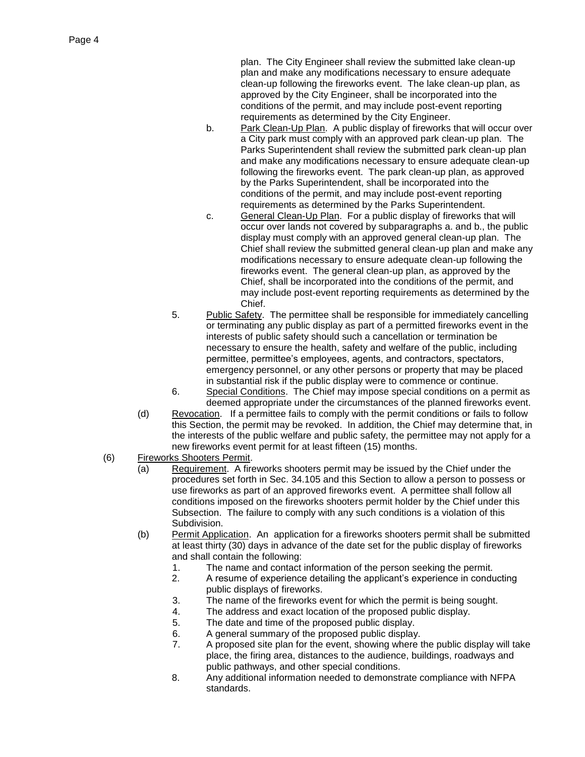plan. The City Engineer shall review the submitted lake clean-up plan and make any modifications necessary to ensure adequate clean-up following the fireworks event. The lake clean-up plan, as approved by the City Engineer, shall be incorporated into the conditions of the permit, and may include post-event reporting requirements as determined by the City Engineer.

b. Park Clean-Up Plan. A public display of fireworks that will occur over a City park must comply with an approved park clean-up plan. The Parks Superintendent shall review the submitted park clean-up plan and make any modifications necessary to ensure adequate clean-up following the fireworks event. The park clean-up plan, as approved by the Parks Superintendent, shall be incorporated into the conditions of the permit, and may include post-event reporting requirements as determined by the Parks Superintendent.

c. General Clean-Up Plan. For a public display of fireworks that will occur over lands not covered by subparagraphs a. and b., the public display must comply with an approved general clean-up plan. The Chief shall review the submitted general clean-up plan and make any modifications necessary to ensure adequate clean-up following the fireworks event. The general clean-up plan, as approved by the Chief, shall be incorporated into the conditions of the permit, and may include post-event reporting requirements as determined by the Chief.

5. Public Safety. The permittee shall be responsible for immediately cancelling or terminating any public display as part of a permitted fireworks event in the interests of public safety should such a cancellation or termination be necessary to ensure the health, safety and welfare of the public, including permittee, permittee's employees, agents, and contractors, spectators, emergency personnel, or any other persons or property that may be placed in substantial risk if the public display were to commence or continue.

6. Special Conditions. The Chief may impose special conditions on a permit as deemed appropriate under the circumstances of the planned fireworks event.

(d) Revocation. If a permittee fails to comply with the permit conditions or fails to follow this Section, the permit may be revoked. In addition, the Chief may determine that, in the interests of the public welfare and public safety, the permittee may not apply for a new fireworks event permit for at least fifteen (15) months.

(6) Fireworks Shooters Permit.

(a) Requirement. A fireworks shooters permit may be issued by the Chief under the procedures set forth in Sec. 34.105 and this Section to allow a person to possess or use fireworks as part of an approved fireworks event. A permittee shall follow all conditions imposed on the fireworks shooters permit holder by the Chief under this Subsection. The failure to comply with any such conditions is a violation of this Subdivision.

(b) Permit Application. An application for a fireworks shooters permit shall be submitted at least thirty (30) days in advance of the date set for the public display of fireworks and shall contain the following:

1. The name and contact information of the person seeking the permit.
2. A resume of experience detailing the applicant's experience in conducting public displays of fireworks.
3. The name of the fireworks event for which the permit is being sought.
4. The address and exact location of the proposed public display.
5. The date and time of the proposed public display.
6. A general summary of the proposed public display.
7. A proposed site plan for the event, showing where the public display will take place, the firing area, distances to the audience, buildings, roadways and public pathways, and other special conditions.
8. Any additional information needed to demonstrate compliance with NFPA standards.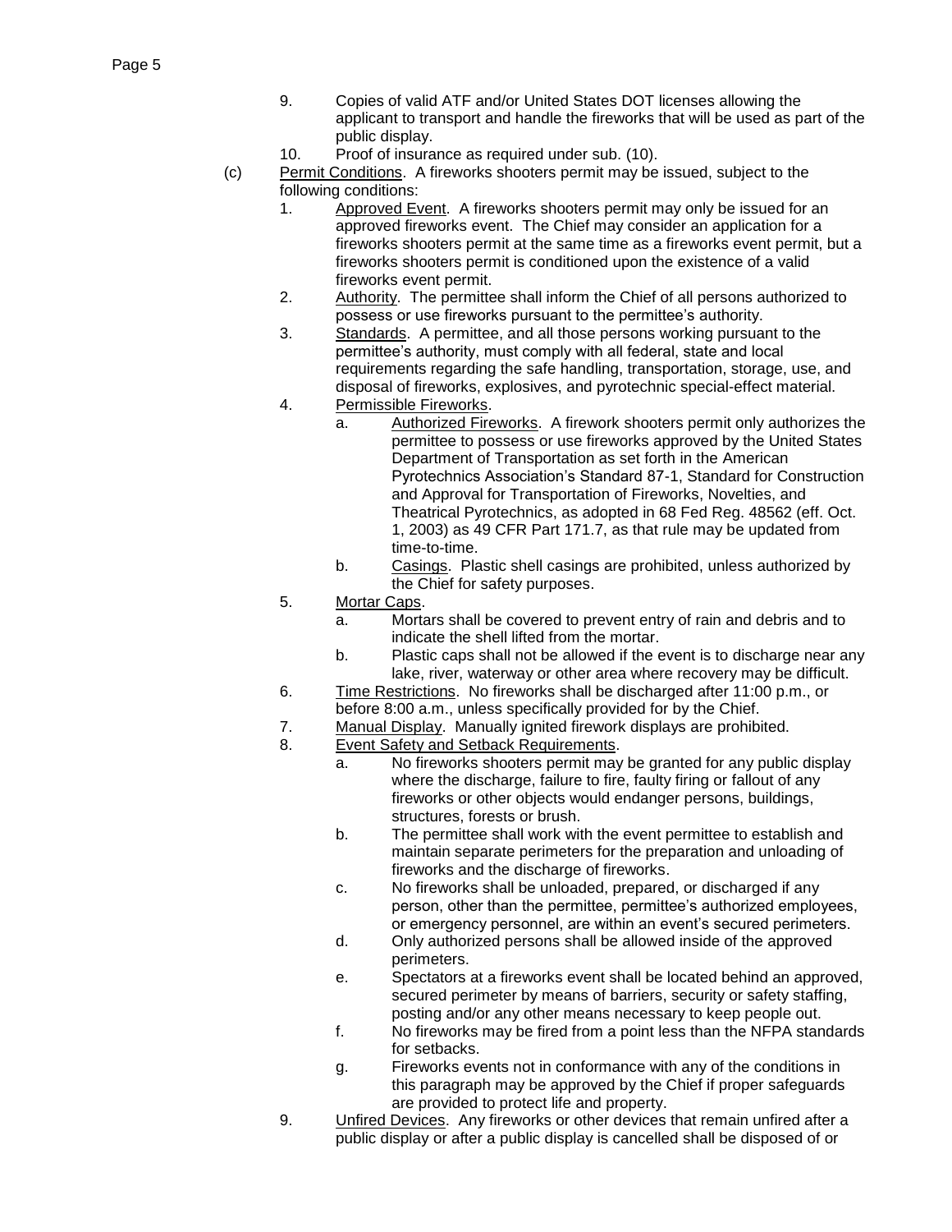9. Copies of valid ATF and/or United States DOT licenses allowing the applicant to transport and handle the fireworks that will be used as part of the public display.
10. Proof of insurance as required under sub. (10).

(c) Permit Conditions. A fireworks shooters permit may be issued, subject to the following conditions:

1. Approved Event. A fireworks shooters permit may only be issued for an approved fireworks event. The Chief may consider an application for a fireworks shooters permit at the same time as a fireworks event permit, but a fireworks shooters permit is conditioned upon the existence of a valid fireworks event permit.
2. Authority. The permittee shall inform the Chief of all persons authorized to possess or use fireworks pursuant to the permittee's authority.
3. Standards. A permittee, and all those persons working pursuant to the permittee's authority, must comply with all federal, state and local requirements regarding the safe handling, transportation, storage, use, and disposal of fireworks, explosives, and pyrotechnic special-effect material.
4. Permissible Fireworks.
   a. Authorized Fireworks. A firework shooters permit only authorizes the permittee to possess or use fireworks approved by the United States Department of Transportation as set forth in the American Pyrotechnics Association's Standard 87-1, Standard for Construction and Approval for Transportation of Fireworks, Novelties, and Theatrical Pyrotechnics, as adopted in 68 Fed Reg. 48562 (eff. Oct. 1, 2003) as 49 CFR Part 171.7, as that rule may be updated from time-to-time.
   b. Casings. Plastic shell casings are prohibited, unless authorized by the Chief for safety purposes.
5. Mortar Caps.
   a. Mortars shall be covered to prevent entry of rain and debris and to indicate the shell lifted from the mortar.
   b. Plastic caps shall not be allowed if the event is to discharge near any lake, river, waterway or other area where recovery may be difficult.
6. Time Restrictions. No fireworks shall be discharged after 11:00 p.m., or before 8:00 a.m., unless specifically provided for by the Chief.
7. Manual Display. Manually ignited firework displays are prohibited.
8. Event Safety and Setback Requirements.
   a. No fireworks shooters permit may be granted for any public display where the discharge, failure to fire, faulty firing or fallout of any fireworks or other objects would endanger persons, buildings, structures, forests or brush.
   b. The permittee shall work with the event permittee to establish and maintain separate perimeters for the preparation and unloading of fireworks and the discharge of fireworks.
   c. No fireworks shall be unloaded, prepared, or discharged if any person, other than the permittee, permittee's authorized employees, or emergency personnel, are within an event's secured perimeters.
   d. Only authorized persons shall be allowed inside of the approved perimeters.
   e. Spectators at a fireworks event shall be located behind an approved, secured perimeter by means of barriers, security or safety staffing, posting and/or any other means necessary to keep people out.
   f. No fireworks may be fired from a point less than the NFPA standards for setbacks.
   g. Fireworks events not in conformance with any of the conditions in this paragraph may be approved by the Chief if proper safeguards are provided to protect life and property.
9. Unfired Devices. Any fireworks or other devices that remain unfired after a public display or after a public display is cancelled shall be disposed of or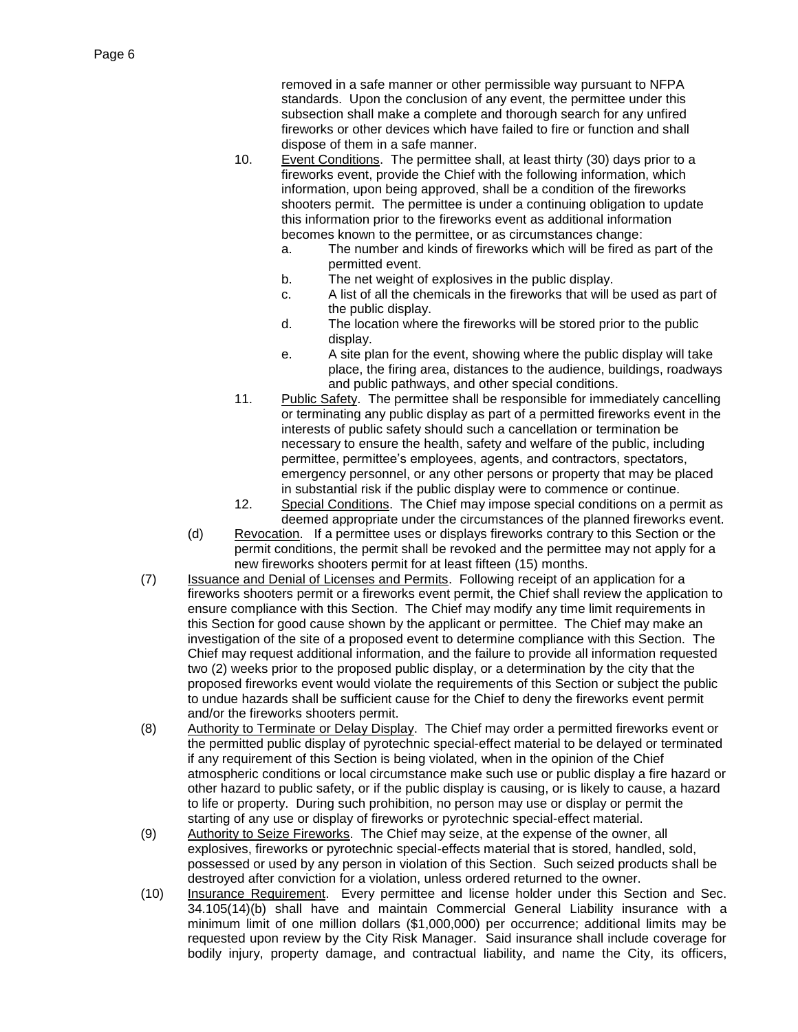removed in a safe manner or other permissible way pursuant to NFPA standards. Upon the conclusion of any event, the permittee under this subsection shall make a complete and thorough search for any unfired fireworks or other devices which have failed to fire or function and shall dispose of them in a safe manner.

10. Event Conditions. The permittee shall, at least thirty (30) days prior to a fireworks event, provide the Chief with the following information, which information, upon being approved, shall be a condition of the fireworks shooters permit. The permittee is under a continuing obligation to update this information prior to the fireworks event as additional information becomes known to the permittee, or as circumstances change:
    a. The number and kinds of fireworks which will be fired as part of the permitted event.
    b. The net weight of explosives in the public display.
    c. A list of all the chemicals in the fireworks that will be used as part of the public display.
    d. The location where the fireworks will be stored prior to the public display.
    e. A site plan for the event, showing where the public display will take place, the firing area, distances to the audience, buildings, roadways and public pathways, and other special conditions.

11. Public Safety. The permittee shall be responsible for immediately cancelling or terminating any public display as part of a permitted fireworks event in the interests of public safety should such a cancellation or termination be necessary to ensure the health, safety and welfare of the public, including permittee, permittee's employees, agents, and contractors, spectators, emergency personnel, or any other persons or property that may be placed in substantial risk if the public display were to commence or continue.

12. Special Conditions. The Chief may impose special conditions on a permit as deemed appropriate under the circumstances of the planned fireworks event.

(d) Revocation. If a permittee uses or displays fireworks contrary to this Section or the permit conditions, the permit shall be revoked and the permittee may not apply for a new fireworks shooters permit for at least fifteen (15) months.

(7) Issuance and Denial of Licenses and Permits. Following receipt of an application for a fireworks shooters permit or a fireworks event permit, the Chief shall review the application to ensure compliance with this Section. The Chief may modify any time limit requirements in this Section for good cause shown by the applicant or permittee. The Chief may make an investigation of the site of a proposed event to determine compliance with this Section. The Chief may request additional information, and the failure to provide all information requested two (2) weeks prior to the proposed public display, or a determination by the city that the proposed fireworks event would violate the requirements of this Section or subject the public to undue hazards shall be sufficient cause for the Chief to deny the fireworks event permit and/or the fireworks shooters permit.

(8) Authority to Terminate or Delay Display. The Chief may order a permitted fireworks event or the permitted public display of pyrotechnic special-effect material to be delayed or terminated if any requirement of this Section is being violated, when in the opinion of the Chief atmospheric conditions or local circumstance make such use or public display a fire hazard or other hazard to public safety, or if the public display is causing, or is likely to cause, a hazard to life or property. During such prohibition, no person may use or display or permit the starting of any use or display of fireworks or pyrotechnic special-effect material.

(9) Authority to Seize Fireworks. The Chief may seize, at the expense of the owner, all explosives, fireworks or pyrotechnic special-effects material that is stored, handled, sold, possessed or used by any person in violation of this Section. Such seized products shall be destroyed after conviction for a violation, unless ordered returned to the owner.

(10) Insurance Requirement. Every permittee and license holder under this Section and Sec. 34.105(14)(b) shall have and maintain Commercial General Liability insurance with a minimum limit of one million dollars ($1,000,000) per occurrence; additional limits may be requested upon review by the City Risk Manager. Said insurance shall include coverage for bodily injury, property damage, and contractual liability, and name the City, its officers,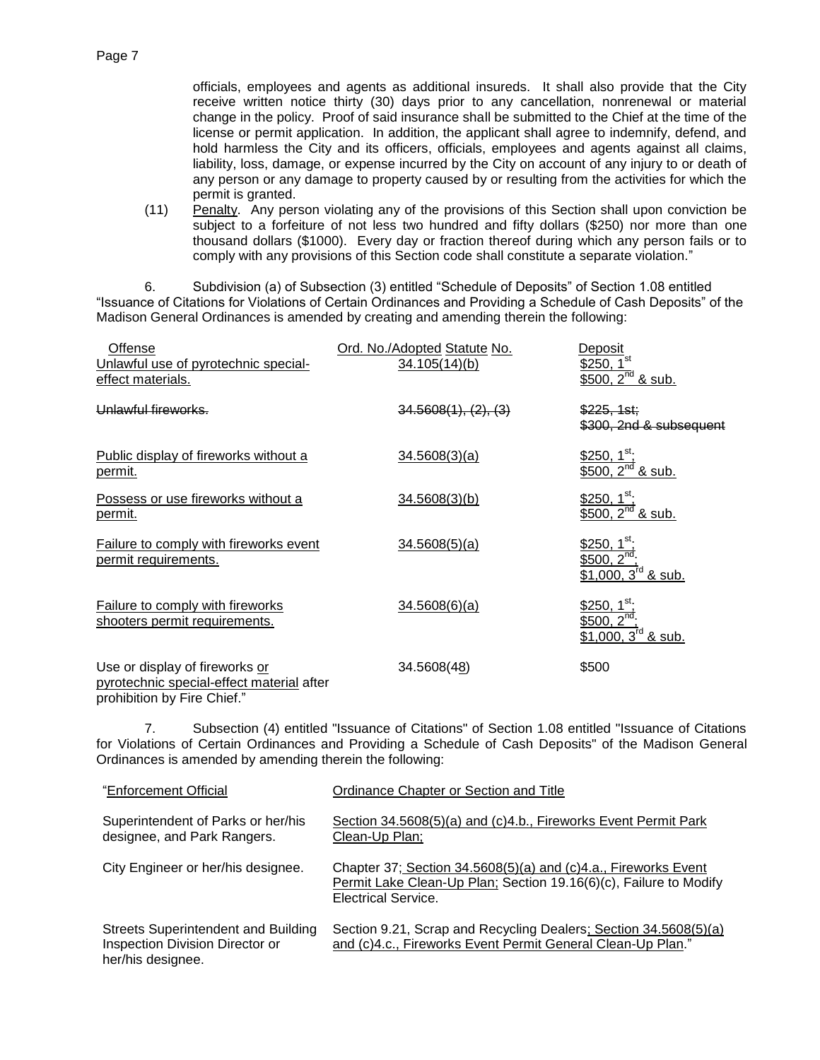officials, employees and agents as additional insureds. It shall also provide that the City receive written notice thirty (30) days prior to any cancellation, nonrenewal or material change in the policy. Proof of said insurance shall be submitted to the Chief at the time of the license or permit application. In addition, the applicant shall agree to indemnify, defend, and hold harmless the City and its officers, officials, employees and agents against all claims, liability, loss, damage, or expense incurred by the City on account of any injury to or death of any person or any damage to property caused by or resulting from the activities for which the permit is granted.

(11) Penalty. Any person violating any of the provisions of this Section shall upon conviction be subject to a forfeiture of not less two hundred and fifty dollars ($250) nor more than one thousand dollars ($1000). Every day or fraction thereof during which any person fails or to comply with any provisions of this Section code shall constitute a separate violation."

6. Subdivision (a) of Subsection (3) entitled "Schedule of Deposits" of Section 1.08 entitled "Issuance of Citations for Violations of Certain Ordinances and Providing a Schedule of Cash Deposits" of the Madison General Ordinances is amended by creating and amending therein the following:

| Offense | Ord. No./Adopted Statute No. | Deposit |
|---|---|---|
| Unlawful use of pyrotechnic special-effect materials. | 34.105(14)(b) | $250, 1st; $500, 2nd & sub. |
| ~~Unlawful fireworks.~~ | ~~34.5608(1), (2), (3)~~ | ~~$225, 1st; $300, 2nd & subsequent~~ |
| Public display of fireworks without a permit. | 34.5608(3)(a) | $250, 1st; $500, 2nd & sub. |
| Possess or use fireworks without a permit. | 34.5608(3)(b) | $250, 1st; $500, 2nd & sub. |
| Failure to comply with fireworks event permit requirements. | 34.5608(5)(a) | $250, 1st; $500, 2nd; $1,000, 3rd & sub. |
| Failure to comply with fireworks shooters permit requirements. | 34.5608(6)(a) | $250, 1st; $500, 2nd; $1,000, 3rd & sub. |
| Use or display of fireworks or pyrotechnic special-effect material after prohibition by Fire Chief." | 34.5608(48) | $500 |

7. Subsection (4) entitled "Issuance of Citations" of Section 1.08 entitled "Issuance of Citations for Violations of Certain Ordinances and Providing a Schedule of Cash Deposits" of the Madison General Ordinances is amended by amending therein the following:

| "Enforcement Official | Ordinance Chapter or Section and Title |
|---|---|
| Superintendent of Parks or her/his designee, and Park Rangers. | Section 34.5608(5)(a) and (c)4.b., Fireworks Event Permit Park Clean-Up Plan; |
| City Engineer or her/his designee. | Chapter 37; Section 34.5608(5)(a) and (c)4.a., Fireworks Event Permit Lake Clean-Up Plan; Section 19.16(6)(c), Failure to Modify Electrical Service. |
| Streets Superintendent and Building Inspection Division Director or her/his designee. | Section 9.21, Scrap and Recycling Dealers; Section 34.5608(5)(a) and (c)4.c., Fireworks Event Permit General Clean-Up Plan." |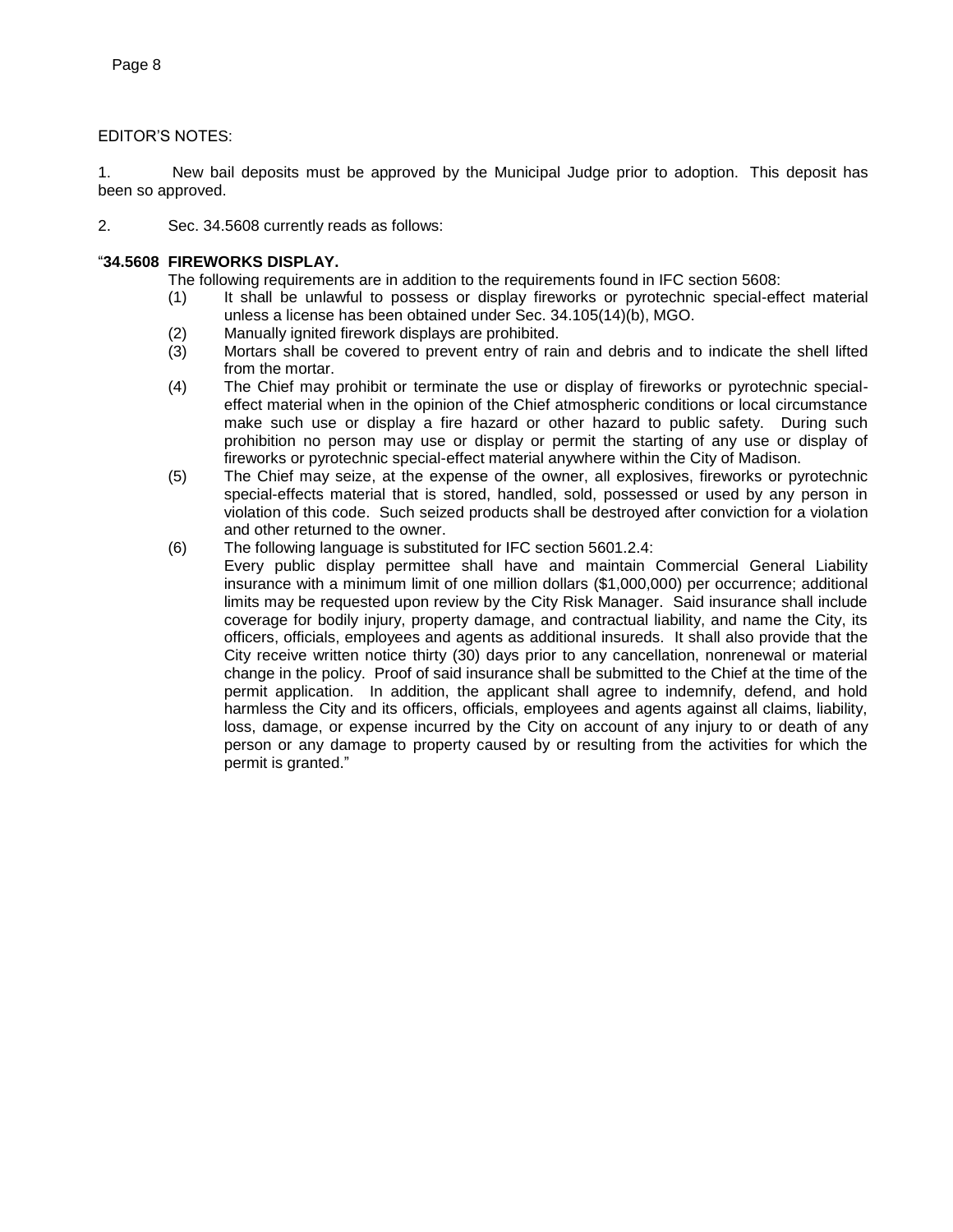EDITOR'S NOTES:

1. New bail deposits must be approved by the Municipal Judge prior to adoption. This deposit has been so approved.

2. Sec. 34.5608 currently reads as follows:

"**34.5608 FIREWORKS DISPLAY.**

The following requirements are in addition to the requirements found in IFC section 5608:

(1) It shall be unlawful to possess or display fireworks or pyrotechnic special-effect material unless a license has been obtained under Sec. 34.105(14)(b), MGO.

(2) Manually ignited firework displays are prohibited.

(3) Mortars shall be covered to prevent entry of rain and debris and to indicate the shell lifted from the mortar.

(4) The Chief may prohibit or terminate the use or display of fireworks or pyrotechnic special-effect material when in the opinion of the Chief atmospheric conditions or local circumstance make such use or display a fire hazard or other hazard to public safety. During such prohibition no person may use or display or permit the starting of any use or display of fireworks or pyrotechnic special-effect material anywhere within the City of Madison.

(5) The Chief may seize, at the expense of the owner, all explosives, fireworks or pyrotechnic special-effects material that is stored, handled, sold, possessed or used by any person in violation of this code. Such seized products shall be destroyed after conviction for a violation and other returned to the owner.

(6) The following language is substituted for IFC section 5601.2.4:

Every public display permittee shall have and maintain Commercial General Liability insurance with a minimum limit of one million dollars ($1,000,000) per occurrence; additional limits may be requested upon review by the City Risk Manager. Said insurance shall include coverage for bodily injury, property damage, and contractual liability, and name the City, its officers, officials, employees and agents as additional insureds. It shall also provide that the City receive written notice thirty (30) days prior to any cancellation, nonrenewal or material change in the policy. Proof of said insurance shall be submitted to the Chief at the time of the permit application. In addition, the applicant shall agree to indemnify, defend, and hold harmless the City and its officers, officials, employees and agents against all claims, liability, loss, damage, or expense incurred by the City on account of any injury to or death of any person or any damage to property caused by or resulting from the activities for which the permit is granted."